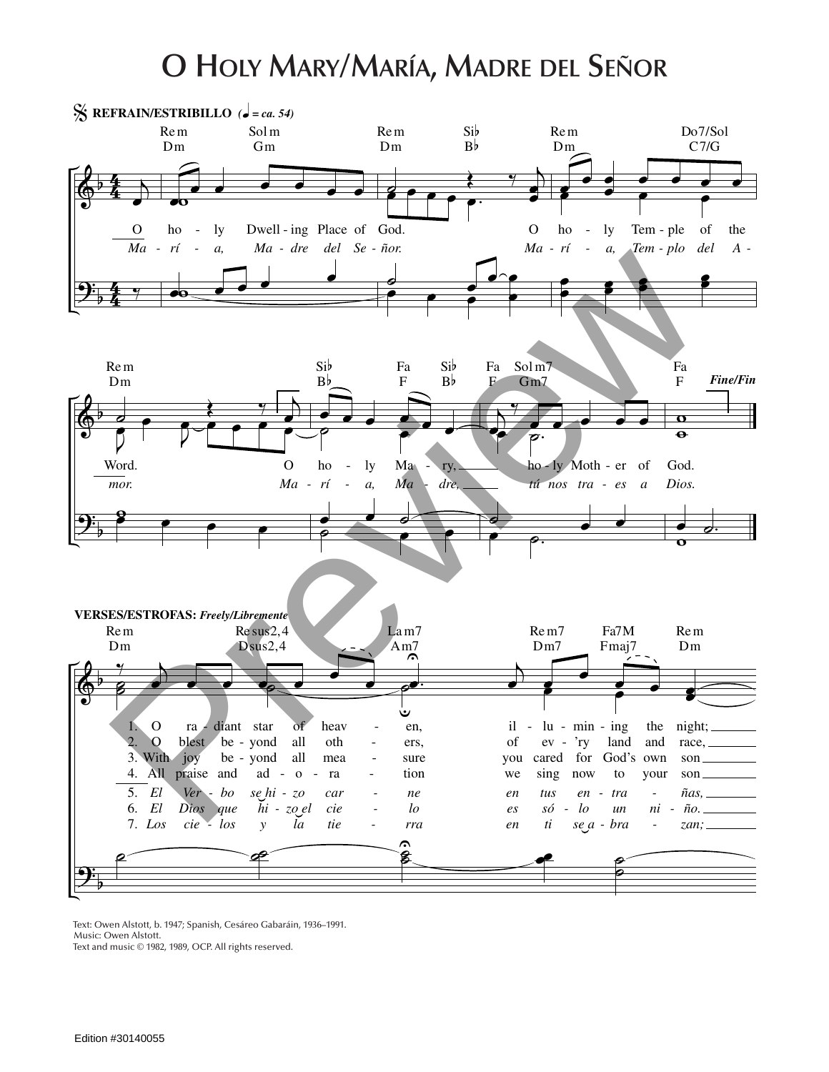# O Holy Mary/María, Madre del Señor

𝄋 **REFRAIN/ESTRIBILLO** (♩ = ca. 54)

Rem Dm | Sol m Gm | Re m Dm | Si♭ B♭ | Re m Dm | Do7/Sol C7/G

O ho - ly Dwell - ing Place of God. O ho - ly Tem - ple of the

*Ma - rí - a, Ma - dre del Se - ñor. Ma - rí - a, Tem - plo del A -*

Re m Dm | Si♭ B♭ | Fa F | Si♭ B♭ | Fa F | Sol m7 Gm7 | Fa F

Word. O ho - ly Ma - ry, ho - ly Moth - er of God.

*mor. Ma - rí - a, Ma - dre, tú nos tra - es a Dios.*

*Fine/Fin*

**VERSES/ESTROFAS:** ***Freely/Libremente***

Re m Dm | Re sus2,4 Dsus2,4 | La m7 Am7 | Re m7 Dm7 | Fa7M Fmaj7 | Re m Dm

1. O ra - diant star of heav - en, il - lu - min - ing the night;
2. O blest be - yond all oth - ers, of ev - 'ry land and race,
3. With joy be - yond all mea - sure you cared for God's own son
4. All praise and ad - o - ra - tion we sing now to your son

5. *El Ver - bo se hi - zo car - ne en tus en - tra - ñas,*
6. *El Dios que hi - zo el cie - lo es só - lo un ni - ño.*
7. *Los cie - los y la tie - rra en ti se a - bra - zan;*

Text: Owen Alstott, b. 1947; Spanish, Cesáreo Gabaráin, 1936–1991.
Music: Owen Alstott.
Text and music © 1982, 1989, OCP. All rights reserved.

Edition #30140055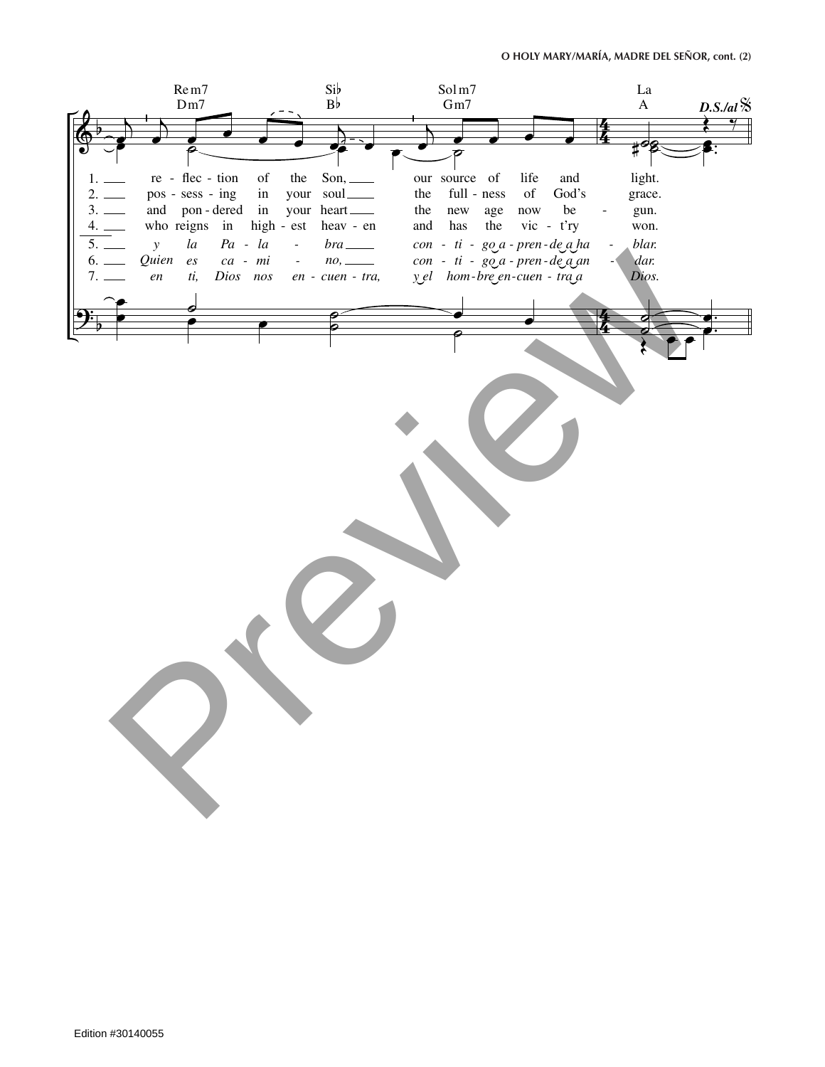Rem7 Sib Solm7 La
Dm7 B♭ Gm7 A

*D.S./al* 𝄋

1. re - flec - tion of the Son, our source of life and light.
2. pos - sess - ing in your soul the full - ness of God's grace.
3. and pon - dered in your heart the new age now be - gun.
4. who reigns in high - est heav - en and has the vic - t'ry won.
5. *y la Pa - la - bra con - ti - go a - pren - de a ha - blar.*
6. *Quien es ca - mi - no, con - ti - go a - pren - de a an - dar.*
7. *en ti, Dios nos en - cuen - tra, y el hom - bre en - cuen - tra a Dios.*

Edition #30140055